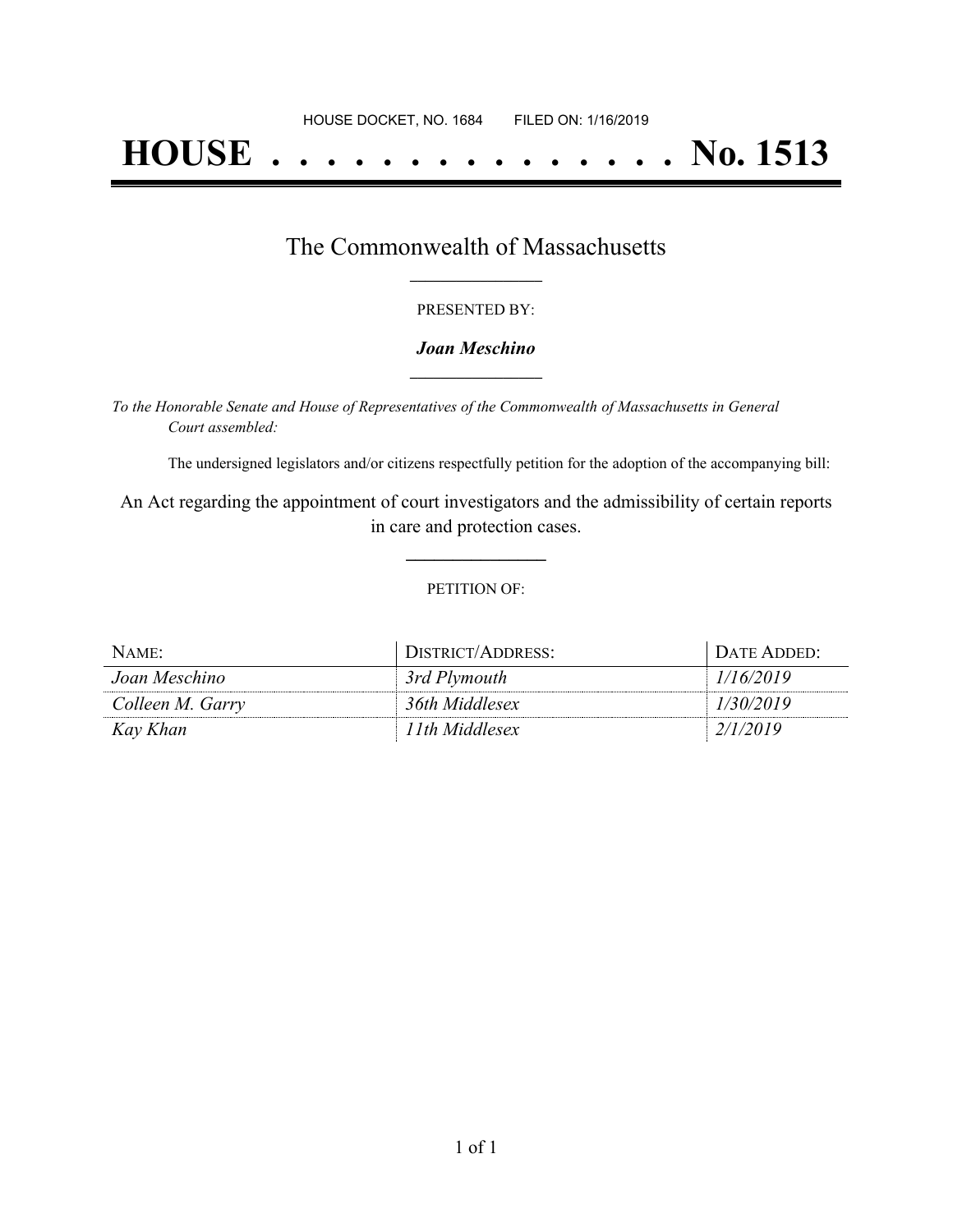HOUSE DOCKET, NO. 1684        FILED ON: 1/16/2019

# HOUSE . . . . . . . . . . . . . . . No. 1513

## The Commonwealth of Massachusetts

PRESENTED BY:

***Joan Meschino***

*To the Honorable Senate and House of Representatives of the Commonwealth of Massachusetts in General Court assembled:*

The undersigned legislators and/or citizens respectfully petition for the adoption of the accompanying bill:

An Act regarding the appointment of court investigators and the admissibility of certain reports in care and protection cases.

PETITION OF:

| NAME: | DISTRICT/ADDRESS: | DATE ADDED: |
| --- | --- | --- |
| *Joan Meschino* | *3rd Plymouth* | *1/16/2019* |
| *Colleen M. Garry* | *36th Middlesex* | *1/30/2019* |
| *Kay Khan* | *11th Middlesex* | *2/1/2019* |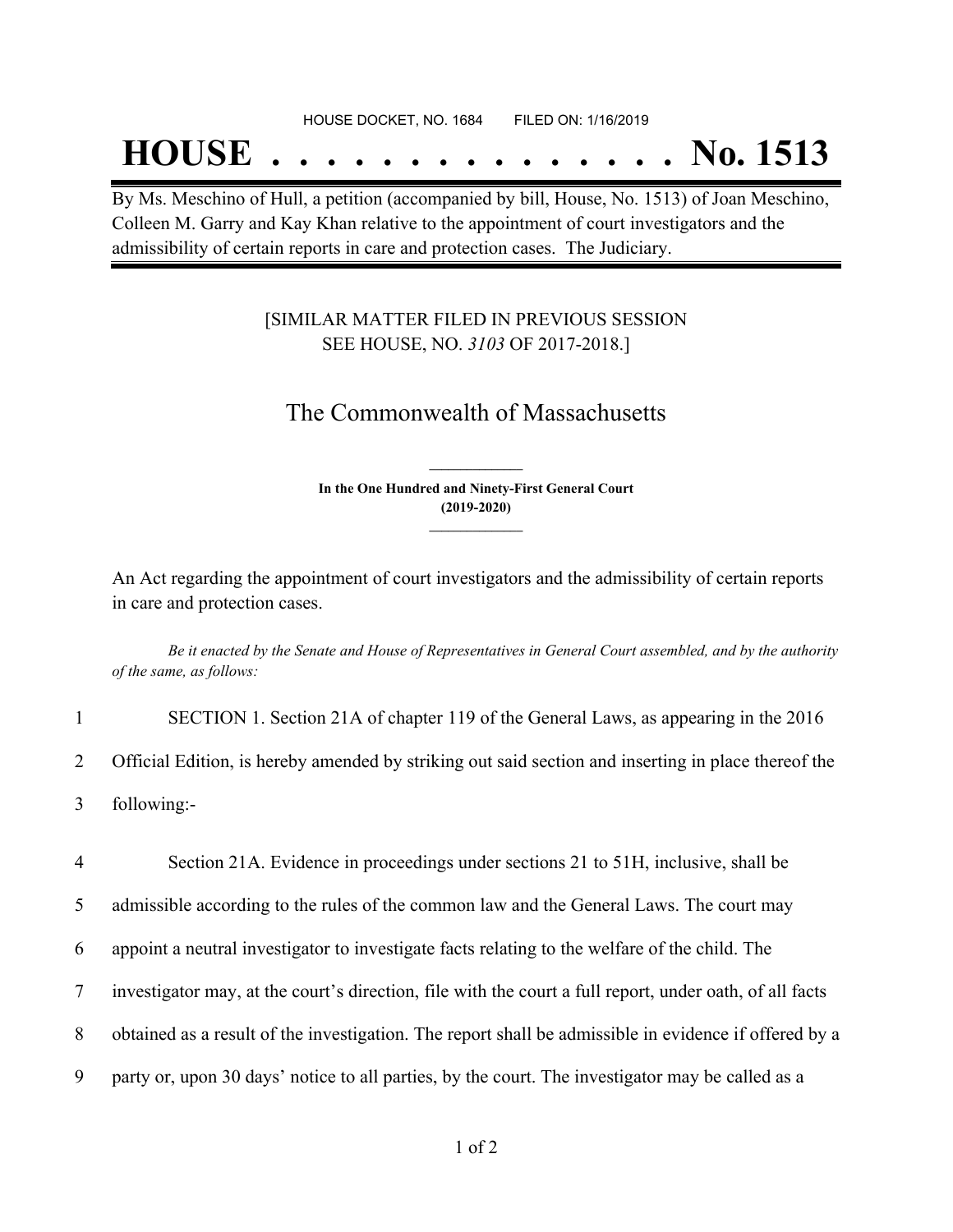HOUSE DOCKET, NO. 1684 FILED ON: 1/16/2019

# HOUSE . . . . . . . . . . . . . . . No. 1513

By Ms. Meschino of Hull, a petition (accompanied by bill, House, No. 1513) of Joan Meschino, Colleen M. Garry and Kay Khan relative to the appointment of court investigators and the admissibility of certain reports in care and protection cases. The Judiciary.

[SIMILAR MATTER FILED IN PREVIOUS SESSION SEE HOUSE, NO. *3103* OF 2017-2018.]

## The Commonwealth of Massachusetts

**In the One Hundred and Ninety-First General Court (2019-2020)**

An Act regarding the appointment of court investigators and the admissibility of certain reports in care and protection cases.

*Be it enacted by the Senate and House of Representatives in General Court assembled, and by the authority of the same, as follows:*

1 SECTION 1. Section 21A of chapter 119 of the General Laws, as appearing in the 2016
2 Official Edition, is hereby amended by striking out said section and inserting in place thereof the
3 following:-

4 Section 21A. Evidence in proceedings under sections 21 to 51H, inclusive, shall be
5 admissible according to the rules of the common law and the General Laws. The court may
6 appoint a neutral investigator to investigate facts relating to the welfare of the child. The
7 investigator may, at the court's direction, file with the court a full report, under oath, of all facts
8 obtained as a result of the investigation. The report shall be admissible in evidence if offered by a
9 party or, upon 30 days' notice to all parties, by the court. The investigator may be called as a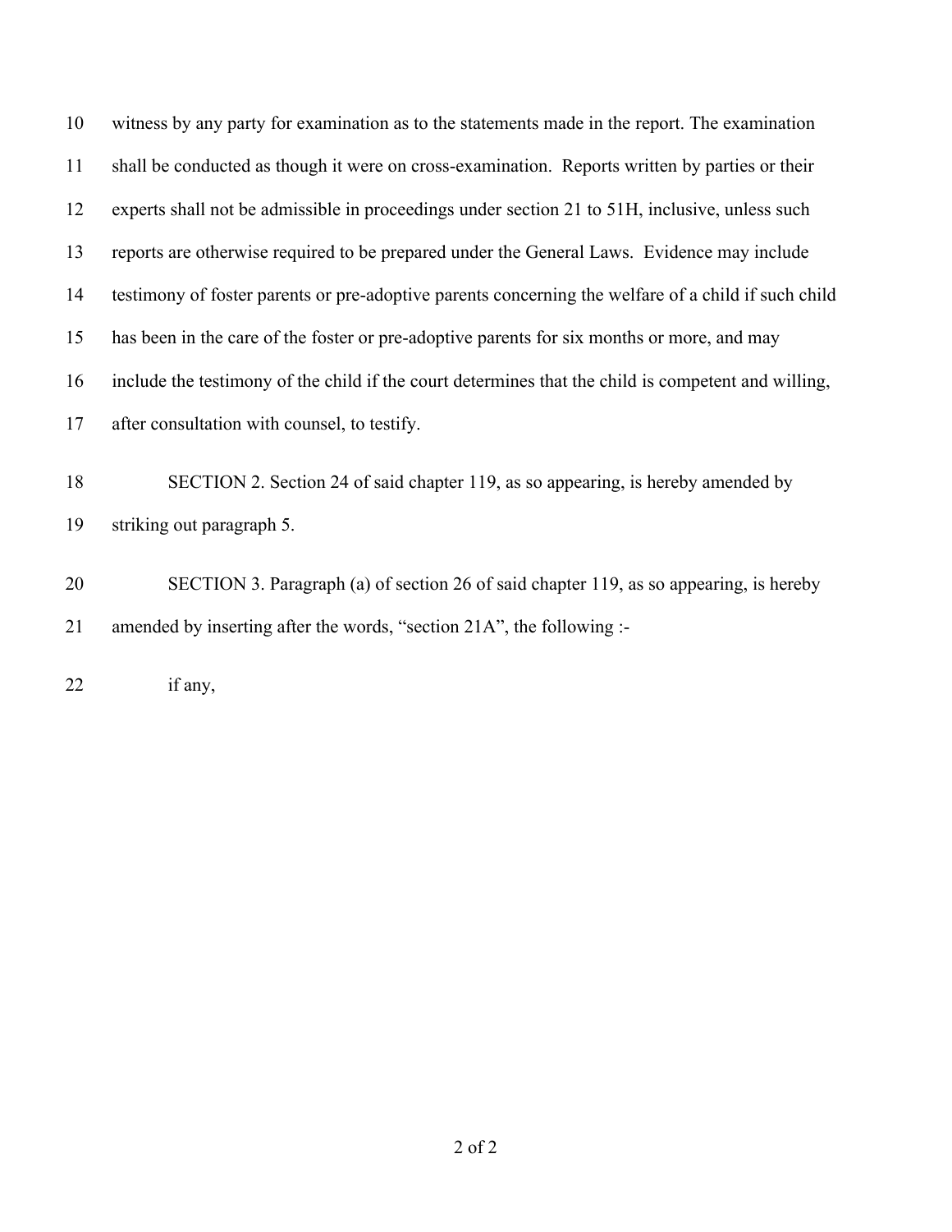witness by any party for examination as to the statements made in the report. The examination shall be conducted as though it were on cross-examination. Reports written by parties or their experts shall not be admissible in proceedings under section 21 to 51H, inclusive, unless such reports are otherwise required to be prepared under the General Laws. Evidence may include testimony of foster parents or pre-adoptive parents concerning the welfare of a child if such child has been in the care of the foster or pre-adoptive parents for six months or more, and may include the testimony of the child if the court determines that the child is competent and willing, after consultation with counsel, to testify.

SECTION 2. Section 24 of said chapter 119, as so appearing, is hereby amended by striking out paragraph 5.

SECTION 3. Paragraph (a) of section 26 of said chapter 119, as so appearing, is hereby amended by inserting after the words, "section 21A", the following :-

if any,